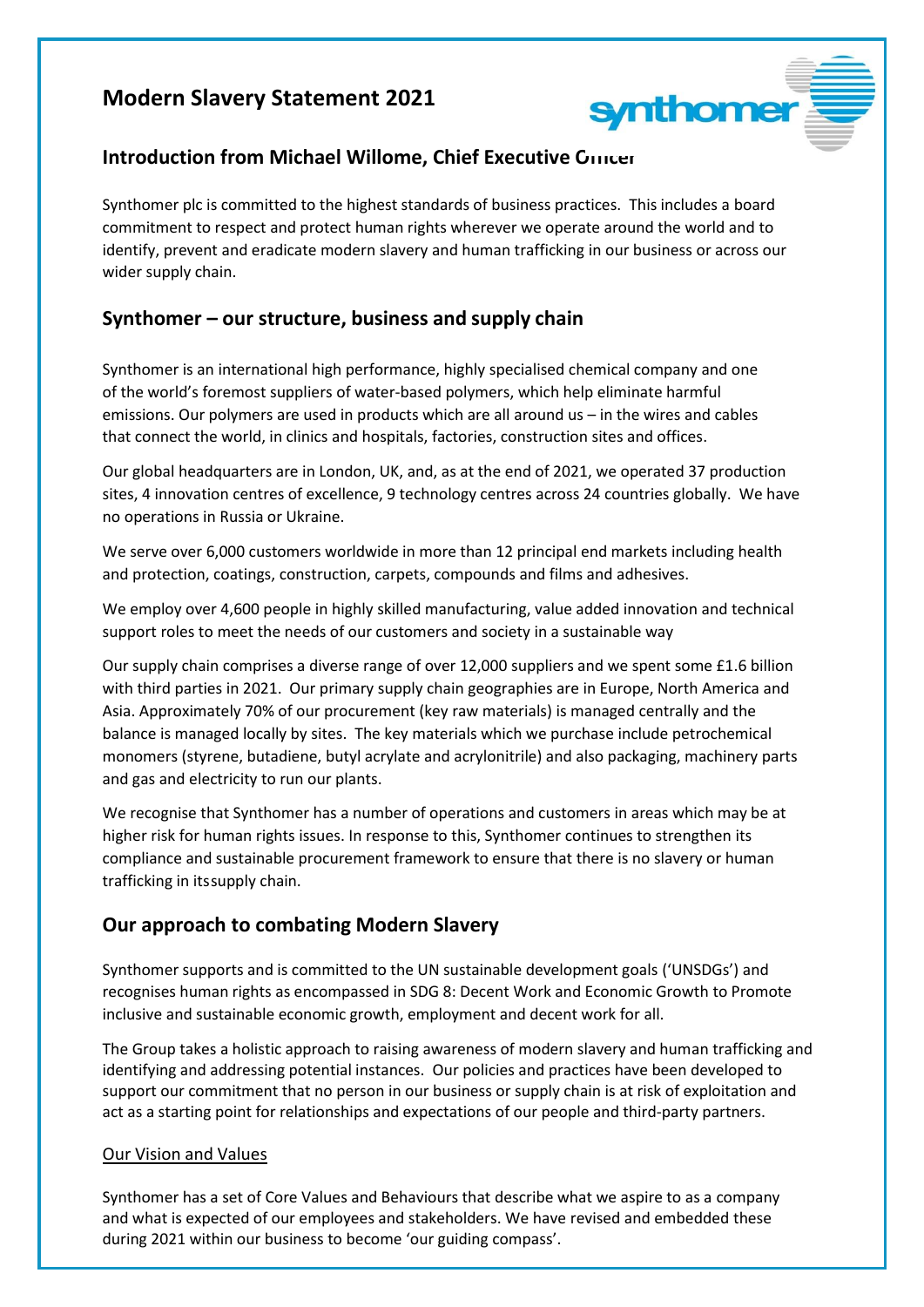# Modern Slavery Statement 2021

## Introduction from Michael Willome, Chief Executive Officer

Synthomer plc is committed to the highest standards of business practices. This includes a board commitment to respect and protect human rights wherever we operate around the world and to identify, prevent and eradicate modern slavery and human trafficking in our business or across our wider supply chain.

## Synthomer – our structure, business and supply chain

Synthomer is an international high performance, highly specialised chemical company and one of the world's foremost suppliers of water-based polymers, which help eliminate harmful emissions. Our polymers are used in products which are all around us – in the wires and cables that connect the world, in clinics and hospitals, factories, construction sites and offices.

Our global headquarters are in London, UK, and, as at the end of 2021, we operated 37 production sites, 4 innovation centres of excellence, 9 technology centres across 24 countries globally. We have no operations in Russia or Ukraine.

We serve over 6,000 customers worldwide in more than 12 principal end markets including health and protection, coatings, construction, carpets, compounds and films and adhesives.

We employ over 4,600 people in highly skilled manufacturing, value added innovation and technical support roles to meet the needs of our customers and society in a sustainable way

Our supply chain comprises a diverse range of over 12,000 suppliers and we spent some £1.6 billion with third parties in 2021. Our primary supply chain geographies are in Europe, North America and Asia. Approximately 70% of our procurement (key raw materials) is managed centrally and the balance is managed locally by sites. The key materials which we purchase include petrochemical monomers (styrene, butadiene, butyl acrylate and acrylonitrile) and also packaging, machinery parts and gas and electricity to run our plants.

We recognise that Synthomer has a number of operations and customers in areas which may be at higher risk for human rights issues. In response to this, Synthomer continues to strengthen its compliance and sustainable procurement framework to ensure that there is no slavery or human trafficking in itssupply chain.

## Our approach to combating Modern Slavery

Synthomer supports and is committed to the UN sustainable development goals ('UNSDGs') and recognises human rights as encompassed in SDG 8: Decent Work and Economic Growth to Promote inclusive and sustainable economic growth, employment and decent work for all.

The Group takes a holistic approach to raising awareness of modern slavery and human trafficking and identifying and addressing potential instances. Our policies and practices have been developed to support our commitment that no person in our business or supply chain is at risk of exploitation and act as a starting point for relationships and expectations of our people and third-party partners.

### Our Vision and Values

Synthomer has a set of Core Values and Behaviours that describe what we aspire to as a company and what is expected of our employees and stakeholders. We have revised and embedded these during 2021 within our business to become 'our guiding compass'.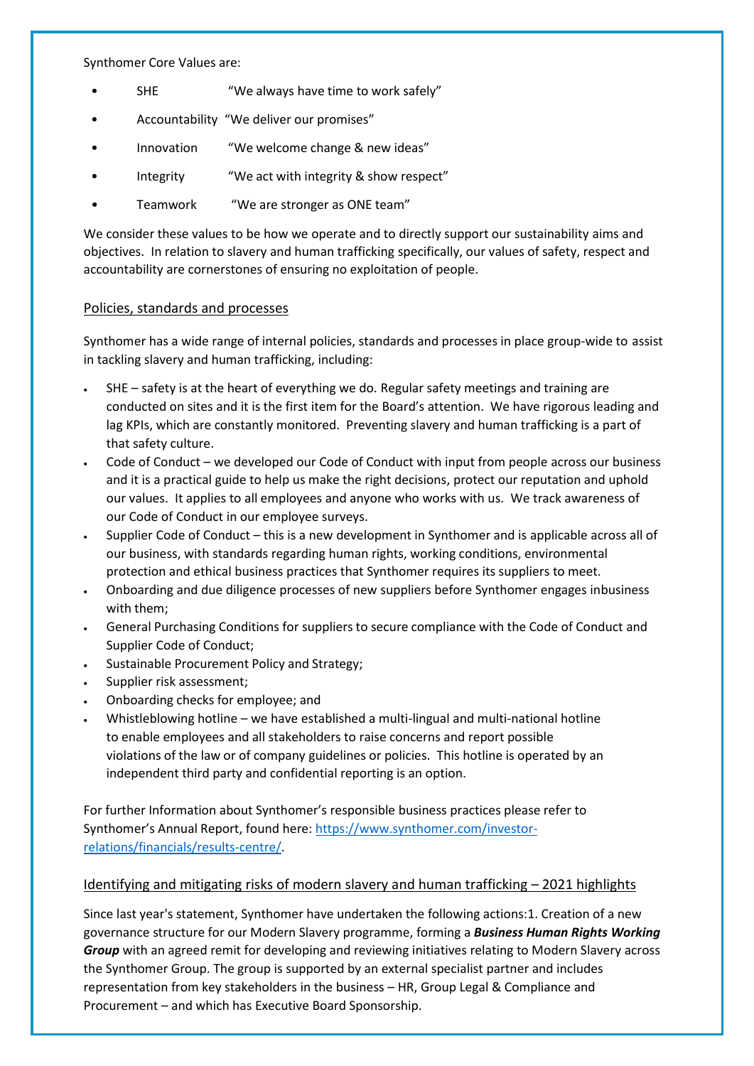Synthomer Core Values are:

- SHE "We always have time to work safely"
- Accountability "We deliver our promises"
- Innovation "We welcome change & new ideas"
- Integrity "We act with integrity & show respect"
- Teamwork "We are stronger as ONE team"

We consider these values to be how we operate and to directly support our sustainability aims and objectives. In relation to slavery and human trafficking specifically, our values of safety, respect and accountability are cornerstones of ensuring no exploitation of people.

## Policies, standards and processes

Synthomer has a wide range of internal policies, standards and processes in place group-wide to assist in tackling slavery and human trafficking, including:

- SHE – safety is at the heart of everything we do. Regular safety meetings and training are conducted on sites and it is the first item for the Board's attention. We have rigorous leading and lag KPIs, which are constantly monitored. Preventing slavery and human trafficking is a part of that safety culture.
- Code of Conduct – we developed our Code of Conduct with input from people across our business and it is a practical guide to help us make the right decisions, protect our reputation and uphold our values. It applies to all employees and anyone who works with us. We track awareness of our Code of Conduct in our employee surveys.
- Supplier Code of Conduct – this is a new development in Synthomer and is applicable across all of our business, with standards regarding human rights, working conditions, environmental protection and ethical business practices that Synthomer requires its suppliers to meet.
- Onboarding and due diligence processes of new suppliers before Synthomer engages inbusiness with them;
- General Purchasing Conditions for suppliers to secure compliance with the Code of Conduct and Supplier Code of Conduct;
- Sustainable Procurement Policy and Strategy;
- Supplier risk assessment;
- Onboarding checks for employee; and
- Whistleblowing hotline – we have established a multi-lingual and multi-national hotline to enable employees and all stakeholders to raise concerns and report possible violations of the law or of company guidelines or policies. This hotline is operated by an independent third party and confidential reporting is an option.

For further Information about Synthomer's responsible business practices please refer to Synthomer's Annual Report, found here: [https://www.synthomer.com/investor-relations/financials/results-centre/](https://www.synthomer.com/investor-relations/financials/results-centre/).

## Identifying and mitigating risks of modern slavery and human trafficking – 2021 highlights

Since last year's statement, Synthomer have undertaken the following actions:1. Creation of a new governance structure for our Modern Slavery programme, forming a ***Business Human Rights Working Group*** with an agreed remit for developing and reviewing initiatives relating to Modern Slavery across the Synthomer Group. The group is supported by an external specialist partner and includes representation from key stakeholders in the business – HR, Group Legal & Compliance and Procurement – and which has Executive Board Sponsorship.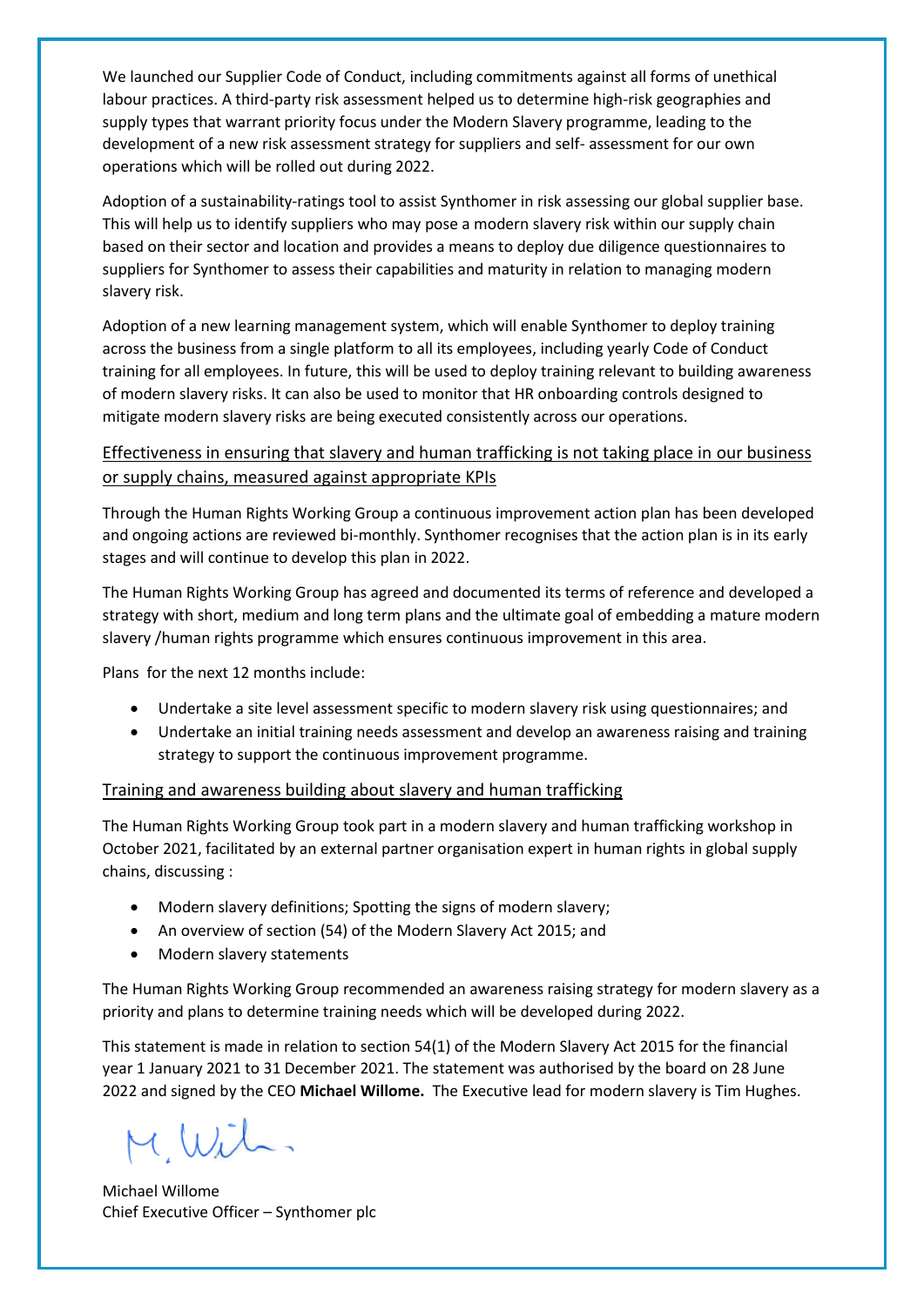We launched our Supplier Code of Conduct, including commitments against all forms of unethical labour practices. A third-party risk assessment helped us to determine high-risk geographies and supply types that warrant priority focus under the Modern Slavery programme, leading to the development of a new risk assessment strategy for suppliers and self- assessment for our own operations which will be rolled out during 2022.

Adoption of a sustainability-ratings tool to assist Synthomer in risk assessing our global supplier base. This will help us to identify suppliers who may pose a modern slavery risk within our supply chain based on their sector and location and provides a means to deploy due diligence questionnaires to suppliers for Synthomer to assess their capabilities and maturity in relation to managing modern slavery risk.

Adoption of a new learning management system, which will enable Synthomer to deploy training across the business from a single platform to all its employees, including yearly Code of Conduct training for all employees. In future, this will be used to deploy training relevant to building awareness of modern slavery risks. It can also be used to monitor that HR onboarding controls designed to mitigate modern slavery risks are being executed consistently across our operations.

## Effectiveness in ensuring that slavery and human trafficking is not taking place in our business or supply chains, measured against appropriate KPIs

Through the Human Rights Working Group a continuous improvement action plan has been developed and ongoing actions are reviewed bi-monthly. Synthomer recognises that the action plan is in its early stages and will continue to develop this plan in 2022.

The Human Rights Working Group has agreed and documented its terms of reference and developed a strategy with short, medium and long term plans and the ultimate goal of embedding a mature modern slavery /human rights programme which ensures continuous improvement in this area.

Plans for the next 12 months include:

- Undertake a site level assessment specific to modern slavery risk using questionnaires; and
- Undertake an initial training needs assessment and develop an awareness raising and training strategy to support the continuous improvement programme.

## Training and awareness building about slavery and human trafficking

The Human Rights Working Group took part in a modern slavery and human trafficking workshop in October 2021, facilitated by an external partner organisation expert in human rights in global supply chains, discussing :

- Modern slavery definitions; Spotting the signs of modern slavery;
- An overview of section (54) of the Modern Slavery Act 2015; and
- Modern slavery statements

The Human Rights Working Group recommended an awareness raising strategy for modern slavery as a priority and plans to determine training needs which will be developed during 2022.

This statement is made in relation to section 54(1) of the Modern Slavery Act 2015 for the financial year 1 January 2021 to 31 December 2021. The statement was authorised by the board on 28 June 2022 and signed by the CEO **Michael Willome.** The Executive lead for modern slavery is Tim Hughes.

Michael Willome
Chief Executive Officer – Synthomer plc